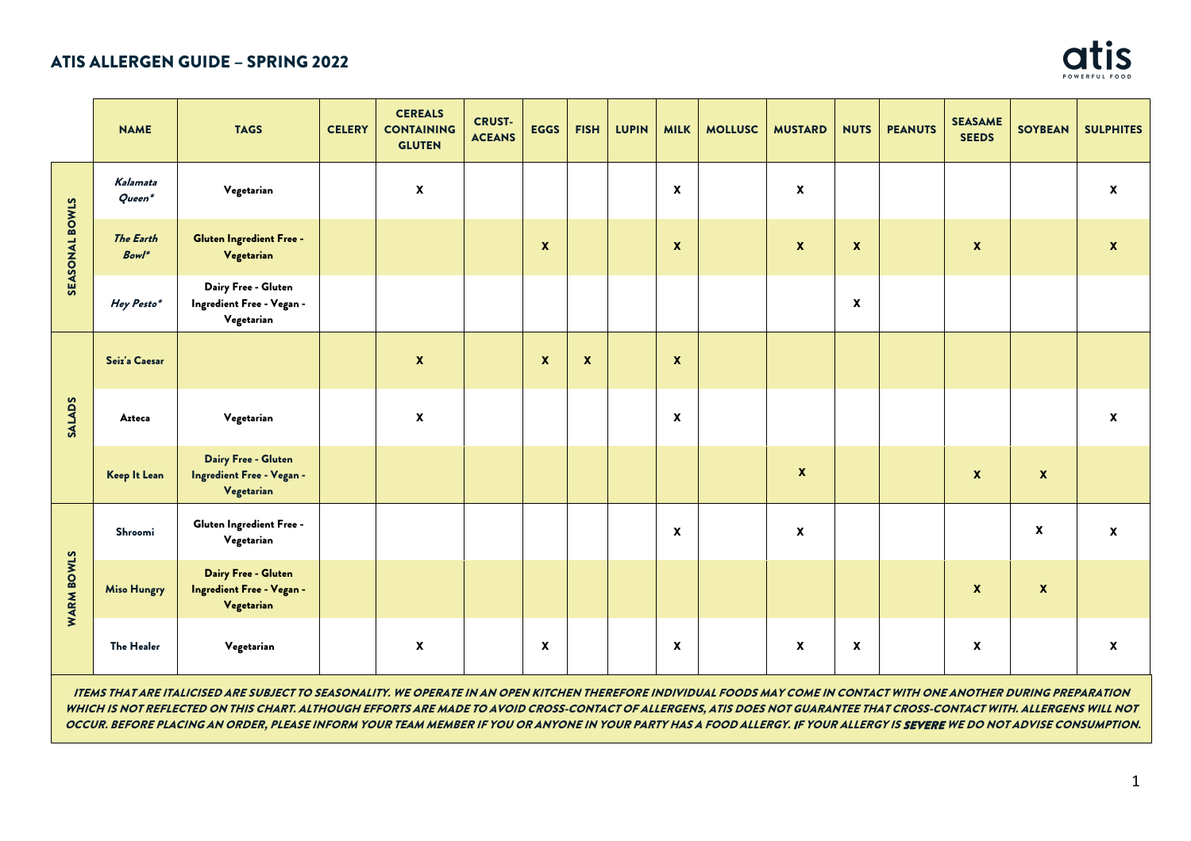## ATIS ALLERGEN GUIDE – SPRING 2022

| | NAME | TAGS | CELERY | CEREALS CONTAINING GLUTEN | CRUST-ACEANS | EGGS | FISH | LUPIN | MILK | MOLLUSC | MUSTARD | NUTS | PEANUTS | SEASAME SEEDS | SOYBEAN | SULPHITES |
|---|---|---|---|---|---|---|---|---|---|---|---|---|---|---|---|---|
| SEASONAL BOWLS | *Kalamata Queen** | Vegetarian | | X | | | | | X | | X | | | | | X |
| | *The Earth Bowl** | Gluten Ingredient Free - Vegetarian | | | | X | | | X | | X | X | | X | | X |
| | *Hey Pesto** | Dairy Free - Gluten Ingredient Free - Vegan - Vegetarian | | | | | | | | | | X | | | | |
| SALADS | Seiz'a Caesar | | | X | | X | X | | X | | | | | | | |
| | Azteca | Vegetarian | | X | | | | | X | | | | | | | X |
| | Keep It Lean | Dairy Free - Gluten Ingredient Free - Vegan - Vegetarian | | | | | | | | | X | | | X | X | |
| WARM BOWLS | Shroomi | Gluten Ingredient Free - Vegetarian | | | | | | | X | | X | | | | X | X |
| | Miso Hungry | Dairy Free - Gluten Ingredient Free - Vegan - Vegetarian | | | | | | | | | | | | X | X | |
| | The Healer | Vegetarian | | X | | X | | | X | | X | X | | X | | X |

***ITEMS THAT ARE ITALICISED ARE SUBJECT TO SEASONALITY. WE OPERATE IN AN OPEN KITCHEN THEREFORE INDIVIDUAL FOODS MAY COME IN CONTACT WITH ONE ANOTHER DURING PREPARATION WHICH IS NOT REFLECTED ON THIS CHART. ALTHOUGH EFFORTS ARE MADE TO AVOID CROSS-CONTACT OF ALLERGENS, ATIS DOES NOT GUARANTEE THAT CROSS-CONTACT WITH. ALLERGENS WILL NOT OCCUR. BEFORE PLACING AN ORDER, PLEASE INFORM YOUR TEAM MEMBER IF YOU OR ANYONE IN YOUR PARTY HAS A FOOD ALLERGY. IF YOUR ALLERGY IS SEVERE WE DO NOT ADVISE CONSUMPTION.***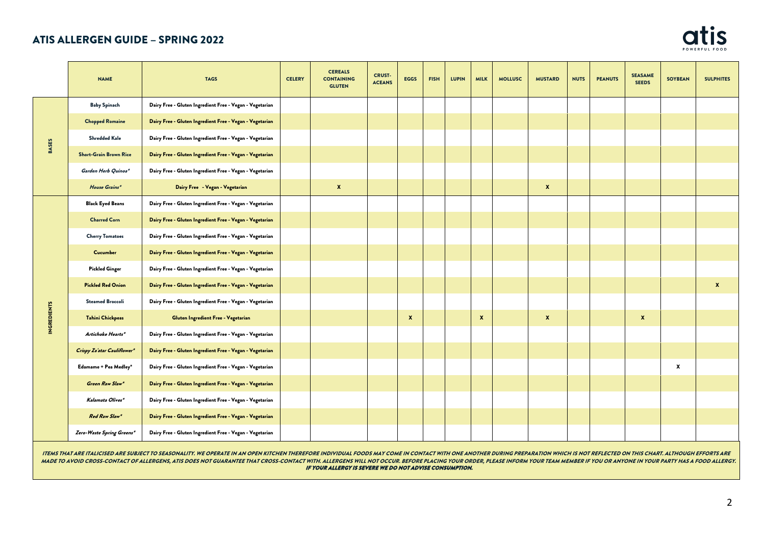# ATIS ALLERGEN GUIDE – SPRING 2022

| | NAME | TAGS | CELERY | CEREALS CONTAINING GLUTEN | CRUST-ACEANS | EGGS | FISH | LUPIN | MILK | MOLLUSC | MUSTARD | NUTS | PEANUTS | SEASAME SEEDS | SOYBEAN | SULPHITES |
|---|---|---|---|---|---|---|---|---|---|---|---|---|---|---|---|---|
| BASES | Baby Spinach | Dairy Free - Gluten Ingredient Free - Vegan - Vegetarian | | | | | | | | | | | | | | |
| | Chopped Romaine | Dairy Free - Gluten Ingredient Free - Vegan - Vegetarian | | | | | | | | | | | | | | |
| | Shredded Kale | Dairy Free - Gluten Ingredient Free - Vegan - Vegetarian | | | | | | | | | | | | | | |
| | Short-Grain Brown Rice | Dairy Free - Gluten Ingredient Free - Vegan - Vegetarian | | | | | | | | | | | | | | |
| | *Garden Herb Quinoa** | Dairy Free - Gluten Ingredient Free - Vegan - Vegetarian | | | | | | | | | | | | | | |
| | *House Grains** | Dairy Free - Vegan - Vegetarian | | X | | | | | | | X | | | | | |
| INGREDIENTS | Black Eyed Beans | Dairy Free - Gluten Ingredient Free - Vegan - Vegetarian | | | | | | | | | | | | | | |
| | Charred Corn | Dairy Free - Gluten Ingredient Free - Vegan - Vegetarian | | | | | | | | | | | | | | |
| | Cherry Tomatoes | Dairy Free - Gluten Ingredient Free - Vegan - Vegetarian | | | | | | | | | | | | | | |
| | Cucumber | Dairy Free - Gluten Ingredient Free - Vegan - Vegetarian | | | | | | | | | | | | | | |
| | Pickled Ginger | Dairy Free - Gluten Ingredient Free - Vegan - Vegetarian | | | | | | | | | | | | | | |
| | Pickled Red Onion | Dairy Free - Gluten Ingredient Free - Vegan - Vegetarian | | | | | | | | | | | | | | X |
| | Steamed Broccoli | Dairy Free - Gluten Ingredient Free - Vegan - Vegetarian | | | | | | | | | | | | | | |
| | Tahini Chickpeas | Gluten Ingredient Free - Vegetarian | | | | X | | | X | | X | | | X | | |
| | *Artichoke Hearts** | Dairy Free - Gluten Ingredient Free - Vegan - Vegetarian | | | | | | | | | | | | | | |
| | *Crispy Za'atar Cauliflower** | Dairy Free - Gluten Ingredient Free - Vegan - Vegetarian | | | | | | | | | | | | | | |
| | Edamame + Pea Medley* | Dairy Free - Gluten Ingredient Free - Vegan - Vegetarian | | | | | | | | | | | | | X | |
| | *Green Raw Slaw** | Dairy Free - Gluten Ingredient Free - Vegan - Vegetarian | | | | | | | | | | | | | | |
| | *Kalamata Olives** | Dairy Free - Gluten Ingredient Free - Vegan - Vegetarian | | | | | | | | | | | | | | |
| | *Red Raw Slaw** | Dairy Free - Gluten Ingredient Free - Vegan - Vegetarian | | | | | | | | | | | | | | |
| | *Zero-Waste Spring Greens** | Dairy Free - Gluten Ingredient Free - Vegan - Vegetarian | | | | | | | | | | | | | | |

*ITEMS THAT ARE ITALICISED ARE SUBJECT TO SEASONALITY. WE OPERATE IN AN OPEN KITCHEN THEREFORE INDIVIDUAL FOODS MAY COME IN CONTACT WITH ONE ANOTHER DURING PREPARATION WHICH IS NOT REFLECTED ON THIS CHART. ALTHOUGH EFFORTS ARE MADE TO AVOID CROSS-CONTACT OF ALLERGENS, ATIS DOES NOT GUARANTEE THAT CROSS-CONTACT WITH. ALLERGENS WILL NOT OCCUR. BEFORE PLACING YOUR ORDER, PLEASE INFORM YOUR TEAM MEMBER IF YOU OR ANYONE IN YOUR PARTY HAS A FOOD ALLERGY.*

***IF YOUR ALLERGY IS SEVERE WE DO NOT ADVISE CONSUMPTION.***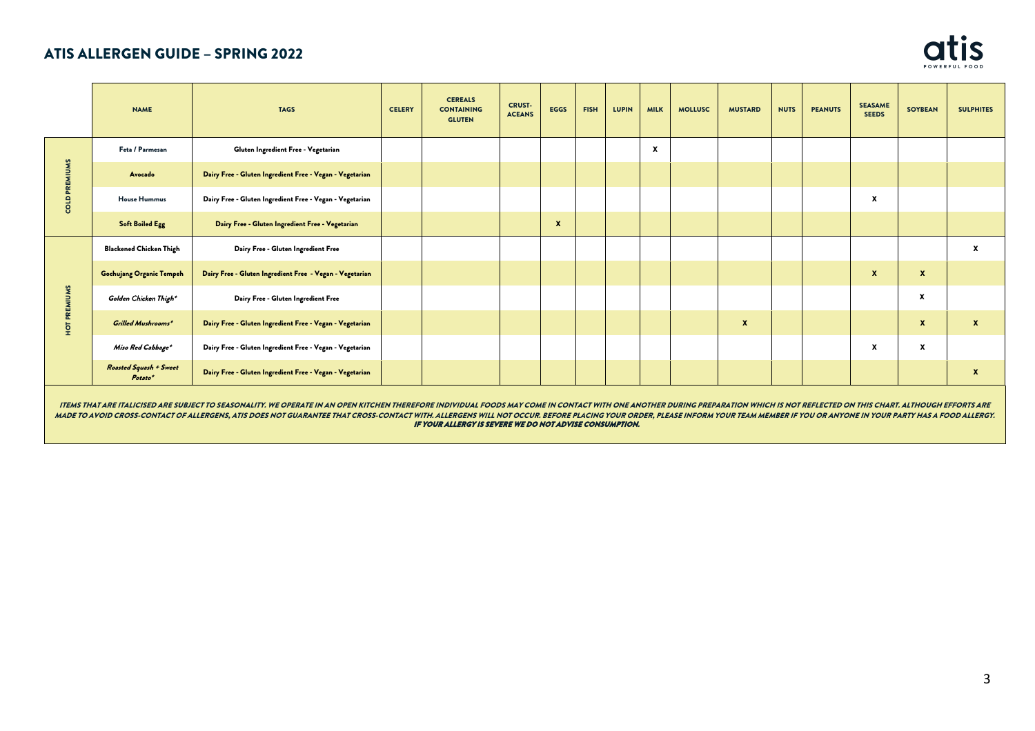# ATIS ALLERGEN GUIDE – SPRING 2022

| | NAME | TAGS | CELERY | CEREALS CONTAINING GLUTEN | CRUST-ACEANS | EGGS | FISH | LUPIN | MILK | MOLLUSC | MUSTARD | NUTS | PEANUTS | SEASAME SEEDS | SOYBEAN | SULPHITES |
|---|---|---|---|---|---|---|---|---|---|---|---|---|---|---|---|---|
| COLD PREMIUMS | Feta / Parmesan | Gluten Ingredient Free - Vegetarian | | | | | | | X | | | | | | | |
| | Avocado | Dairy Free - Gluten Ingredient Free - Vegan - Vegetarian | | | | | | | | | | | | | | |
| | House Hummus | Dairy Free - Gluten Ingredient Free - Vegan - Vegetarian | | | | | | | | | | | | X | | |
| | Soft Boiled Egg | Dairy Free - Gluten Ingredient Free - Vegetarian | | | | X | | | | | | | | | | |
| HOT PREMIUMS | Blackened Chicken Thigh | Dairy Free - Gluten Ingredient Free | | | | | | | | | | | | | | X |
| | Gochujang Organic Tempeh | Dairy Free - Gluten Ingredient Free - Vegan - Vegetarian | | | | | | | | | | | | X | X | |
| | *Golden Chicken Thigh** | Dairy Free - Gluten Ingredient Free | | | | | | | | | | | | | X | |
| | *Grilled Mushrooms** | Dairy Free - Gluten Ingredient Free - Vegan - Vegetarian | | | | | | | | | X | | | | X | X |
| | *Miso Red Cabbage** | Dairy Free - Gluten Ingredient Free - Vegan - Vegetarian | | | | | | | | | | | | X | X | |
| | *Roasted Squash + Sweet Potato** | Dairy Free - Gluten Ingredient Free - Vegan - Vegetarian | | | | | | | | | | | | | | X |

*ITEMS THAT ARE ITALICISED ARE SUBJECT TO SEASONALITY. WE OPERATE IN AN OPEN KITCHEN THEREFORE INDIVIDUAL FOODS MAY COME IN CONTACT WITH ONE ANOTHER DURING PREPARATION WHICH IS NOT REFLECTED ON THIS CHART. ALTHOUGH EFFORTS ARE MADE TO AVOID CROSS-CONTACT OF ALLERGENS, ATIS DOES NOT GUARANTEE THAT CROSS-CONTACT WITH. ALLERGENS WILL NOT OCCUR. BEFORE PLACING YOUR ORDER, PLEASE INFORM YOUR TEAM MEMBER IF YOU OR ANYONE IN YOUR PARTY HAS A FOOD ALLERGY.* ***IF YOUR ALLERGY IS SEVERE WE DO NOT ADVISE CONSUMPTION.***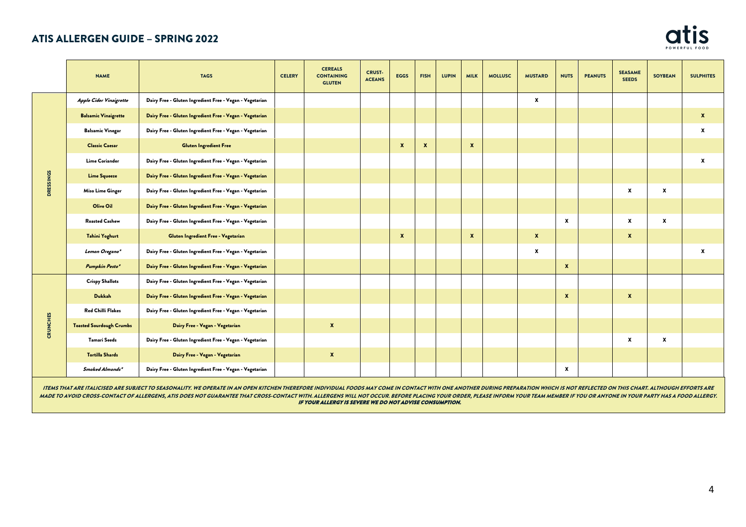## ATIS ALLERGEN GUIDE – SPRING 2022

| | NAME | TAGS | CELERY | CEREALS CONTAINING GLUTEN | CRUST-ACEANS | EGGS | FISH | LUPIN | MILK | MOLLUSC | MUSTARD | NUTS | PEANUTS | SEASAME SEEDS | SOYBEAN | SULPHITES |
|---|---|---|---|---|---|---|---|---|---|---|---|---|---|---|---|---|
| DRESSINGS | *Apple Cider Vinaigrette* | Dairy Free - Gluten Ingredient Free - Vegan - Vegetarian | | | | | | | | | X | | | | | |
| | Balsamic Vinaigrette | Dairy Free - Gluten Ingredient Free - Vegan - Vegetarian | | | | | | | | | | | | | | X |
| | Balsamic Vinegar | Dairy Free - Gluten Ingredient Free - Vegan - Vegetarian | | | | | | | | | | | | | | X |
| | Classic Caesar | Gluten Ingredient Free | | | | X | X | | X | | | | | | | |
| | Lime Coriander | Dairy Free - Gluten Ingredient Free - Vegan - Vegetarian | | | | | | | | | | | | | | X |
| | Lime Squeeze | Dairy Free - Gluten Ingredient Free - Vegan - Vegetarian | | | | | | | | | | | | | | |
| | Miso Lime Ginger | Dairy Free - Gluten Ingredient Free - Vegan - Vegetarian | | | | | | | | | | | | X | X | |
| | Olive Oil | Dairy Free - Gluten Ingredient Free - Vegan - Vegetarian | | | | | | | | | | | | | | |
| | Roasted Cashew | Dairy Free - Gluten Ingredient Free - Vegan - Vegetarian | | | | | | | | | | X | | X | X | |
| | Tahini Yoghurt | Gluten Ingredient Free - Vegetarian | | | | X | | | X | | X | | | X | | |
| | *Lemon Oregano** | Dairy Free - Gluten Ingredient Free - Vegan - Vegetarian | | | | | | | | | X | | | | | X |
| | *Pumpkin Pesto** | Dairy Free - Gluten Ingredient Free - Vegan - Vegetarian | | | | | | | | | | X | | | | |
| CRUNCHES | Crispy Shallots | Dairy Free - Gluten Ingredient Free - Vegan - Vegetarian | | | | | | | | | | | | | | |
| | Dukkah | Dairy Free - Gluten Ingredient Free - Vegan - Vegetarian | | | | | | | | | | X | | X | | |
| | Red Chilli Flakes | Dairy Free - Gluten Ingredient Free - Vegan - Vegetarian | | | | | | | | | | | | | | |
| | Toasted Sourdough Crumbs | Dairy Free - Vegan - Vegetarian | | X | | | | | | | | | | | | |
| | Tamari Seeds | Dairy Free - Gluten Ingredient Free - Vegan - Vegetarian | | | | | | | | | | | | X | X | |
| | Tortilla Shards | Dairy Free - Vegan - Vegetarian | | X | | | | | | | | | | | | |
| | *Smoked Almonds** | Dairy Free - Gluten Ingredient Free - Vegan - Vegetarian | | | | | | | | | | X | | | | |

*ITEMS THAT ARE ITALICISED ARE SUBJECT TO SEASONALITY. WE OPERATE IN AN OPEN KITCHEN THEREFORE INDIVIDUAL FOODS MAY COME IN CONTACT WITH ONE ANOTHER DURING PREPARATION WHICH IS NOT REFLECTED ON THIS CHART. ALTHOUGH EFFORTS ARE MADE TO AVOID CROSS-CONTACT OF ALLERGENS, ATIS DOES NOT GUARANTEE THAT CROSS-CONTACT WITH. ALLERGENS WILL NOT OCCUR. BEFORE PLACING YOUR ORDER, PLEASE INFORM YOUR TEAM MEMBER IF YOU OR ANYONE IN YOUR PARTY HAS A FOOD ALLERGY.*
***IF YOUR ALLERGY IS SEVERE WE DO NOT ADVISE CONSUMPTION.***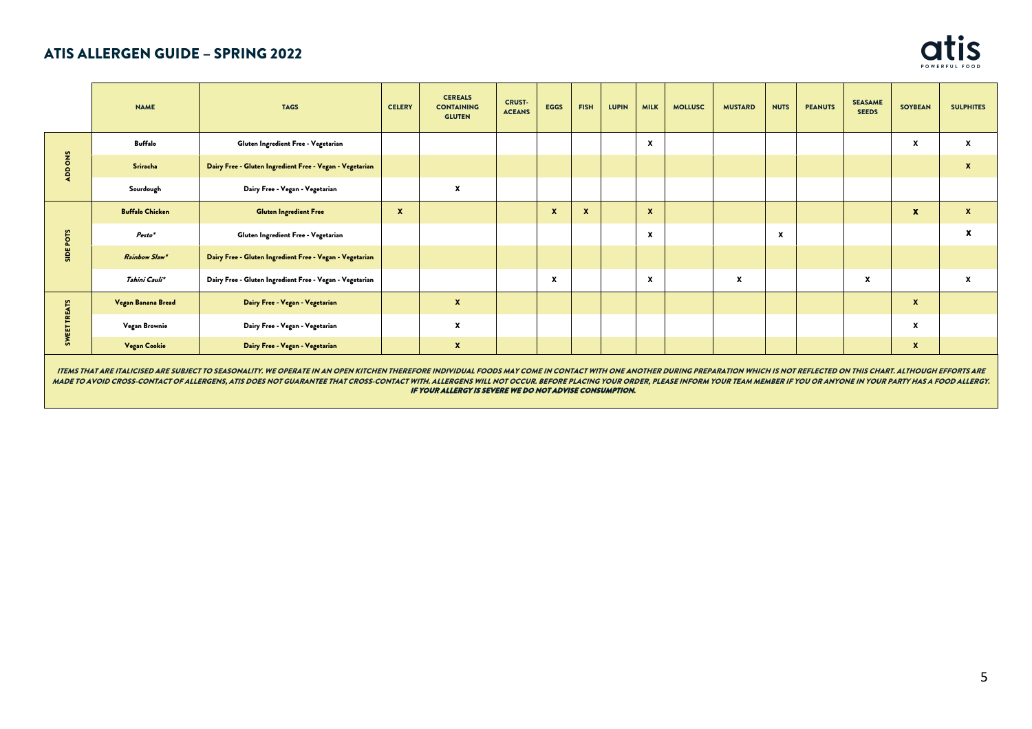## ATIS ALLERGEN GUIDE – SPRING 2022

| | NAME | TAGS | CELERY | CEREALS CONTAINING GLUTEN | CRUST-ACEANS | EGGS | FISH | LUPIN | MILK | MOLLUSC | MUSTARD | NUTS | PEANUTS | SEASAME SEEDS | SOYBEAN | SULPHITES |
|---|---|---|---|---|---|---|---|---|---|---|---|---|---|---|---|---|
| ADD ONS | **Buffalo** | **Gluten Ingredient Free - Vegetarian** | | | | | | | x | | | | | | x | x |
| | **Sriracha** | **Dairy Free - Gluten Ingredient Free - Vegan - Vegetarian** | | | | | | | | | | | | | | x |
| | **Sourdough** | **Dairy Free - Vegan - Vegetarian** | | x | | | | | | | | | | | | |
| SIDE POTS | **Buffalo Chicken** | **Gluten Ingredient Free** | x | | | x | x | | x | | | | | | x | x |
| | ***Pesto**** | **Gluten Ingredient Free - Vegetarian** | | | | | | | x | | | x | | | | x |
| | ***Rainbow Slaw**** | **Dairy Free - Gluten Ingredient Free - Vegan - Vegetarian** | | | | | | | | | | | | | | |
| | ***Tahini Cauli**** | **Dairy Free - Gluten Ingredient Free - Vegan - Vegetarian** | | | | x | | | x | | x | | | x | | x |
| SWEET TREATS | **Vegan Banana Bread** | **Dairy Free - Vegan - Vegetarian** | | x | | | | | | | | | | | x | |
| | **Vegan Brownie** | **Dairy Free - Vegan - Vegetarian** | | x | | | | | | | | | | | x | |
| | **Vegan Cookie** | **Dairy Free - Vegan - Vegetarian** | | x | | | | | | | | | | | x | |

***ITEMS THAT ARE ITALICISED ARE SUBJECT TO SEASONALITY. WE OPERATE IN AN OPEN KITCHEN THEREFORE INDIVIDUAL FOODS MAY COME IN CONTACT WITH ONE ANOTHER DURING PREPARATION WHICH IS NOT REFLECTED ON THIS CHART. ALTHOUGH EFFORTS ARE MADE TO AVOID CROSS-CONTACT OF ALLERGENS, ATIS DOES NOT GUARANTEE THAT CROSS-CONTACT WITH. ALLERGENS WILL NOT OCCUR. BEFORE PLACING YOUR ORDER, PLEASE INFORM YOUR TEAM MEMBER IF YOU OR ANYONE IN YOUR PARTY HAS A FOOD ALLERGY. IF YOUR ALLERGY IS SEVERE WE DO NOT ADVISE CONSUMPTION.***